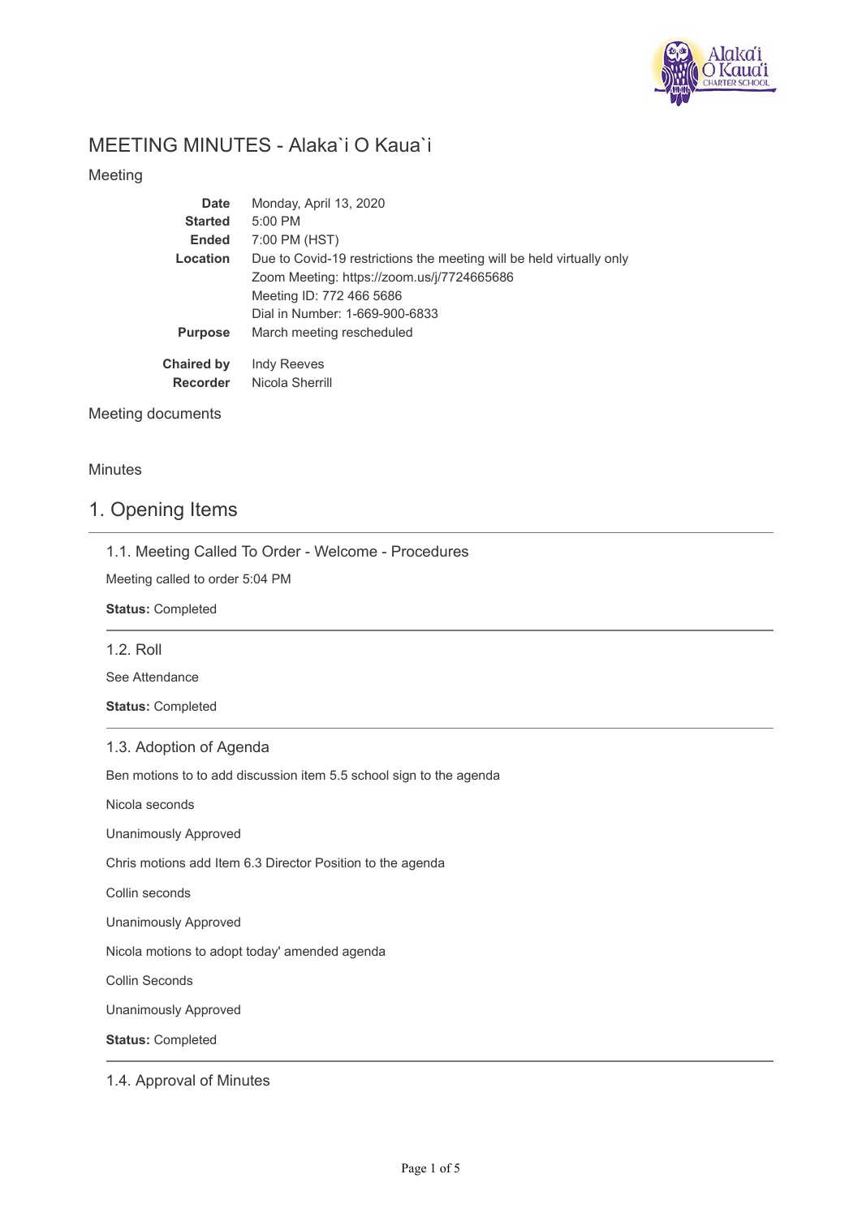# MEETING MINUTES - Alaka`i O Kaua`i

Meeting

| | |
|---|---|
| **Date** | Monday, April 13, 2020 |
| **Started** | 5:00 PM |
| **Ended** | 7:00 PM (HST) |
| **Location** | Due to Covid-19 restrictions the meeting will be held virtually only<br>Zoom Meeting: https://zoom.us/j/7724665686<br>Meeting ID: 772 466 5686<br>Dial in Number: 1-669-900-6833 |
| **Purpose** | March meeting rescheduled |
| **Chaired by** | Indy Reeves |
| **Recorder** | Nicola Sherrill |

Meeting documents

Minutes

## 1. Opening Items

### 1.1. Meeting Called To Order - Welcome - Procedures

Meeting called to order 5:04 PM

**Status:** Completed

### 1.2. Roll

See Attendance

**Status:** Completed

### 1.3. Adoption of Agenda

Ben motions to to add discussion item 5.5 school sign to the agenda

Nicola seconds

Unanimously Approved

Chris motions add Item 6.3 Director Position to the agenda

Collin seconds

Unanimously Approved

Nicola motions to adopt today' amended agenda

Collin Seconds

Unanimously Approved

**Status:** Completed

### 1.4. Approval of Minutes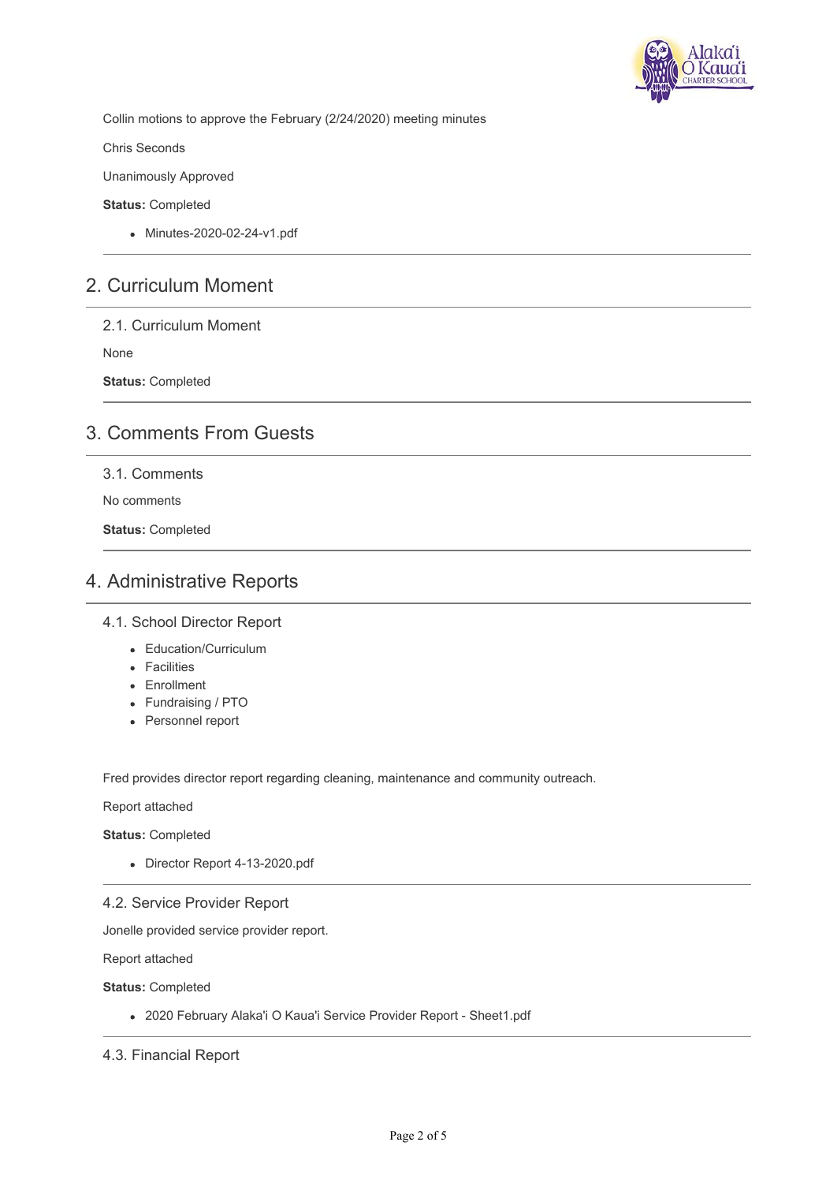Collin motions to approve the February (2/24/2020) meeting minutes

Chris Seconds

Unanimously Approved

**Status:** Completed

- Minutes-2020-02-24-v1.pdf

---

## 2. Curriculum Moment

### 2.1. Curriculum Moment

None

**Status:** Completed

---

## 3. Comments From Guests

### 3.1. Comments

No comments

**Status:** Completed

---

## 4. Administrative Reports

### 4.1. School Director Report

- Education/Curriculum
- Facilities
- Enrollment
- Fundraising / PTO
- Personnel report

Fred provides director report regarding cleaning, maintenance and community outreach.

Report attached

**Status:** Completed

- Director Report 4-13-2020.pdf

---

### 4.2. Service Provider Report

Jonelle provided service provider report.

Report attached

**Status:** Completed

- 2020 February Alaka'i O Kaua'i Service Provider Report - Sheet1.pdf

---

### 4.3. Financial Report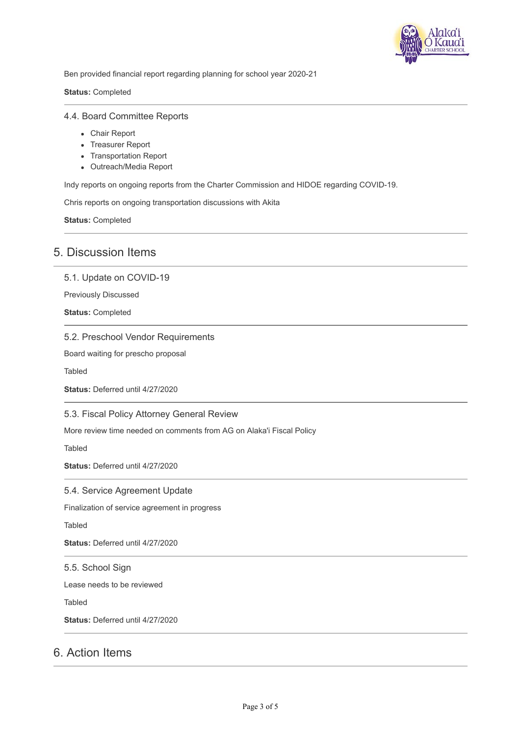Ben provided financial report regarding planning for school year 2020-21

**Status:** Completed

---

### 4.4. Board Committee Reports

- Chair Report
- Treasurer Report
- Transportation Report
- Outreach/Media Report

Indy reports on ongoing reports from the Charter Commission and HIDOE regarding COVID-19.

Chris reports on ongoing transportation discussions with Akita

**Status:** Completed

---

## 5. Discussion Items

---

### 5.1. Update on COVID-19

Previously Discussed

**Status:** Completed

---

### 5.2. Preschool Vendor Requirements

Board waiting for prescho proposal

Tabled

**Status:** Deferred until 4/27/2020

---

### 5.3. Fiscal Policy Attorney General Review

More review time needed on comments from AG on Alaka'i Fiscal Policy

Tabled

**Status:** Deferred until 4/27/2020

---

### 5.4. Service Agreement Update

Finalization of service agreement in progress

Tabled

**Status:** Deferred until 4/27/2020

---

### 5.5. School Sign

Lease needs to be reviewed

Tabled

**Status:** Deferred 4/27/2020

---

## 6. Action Items

---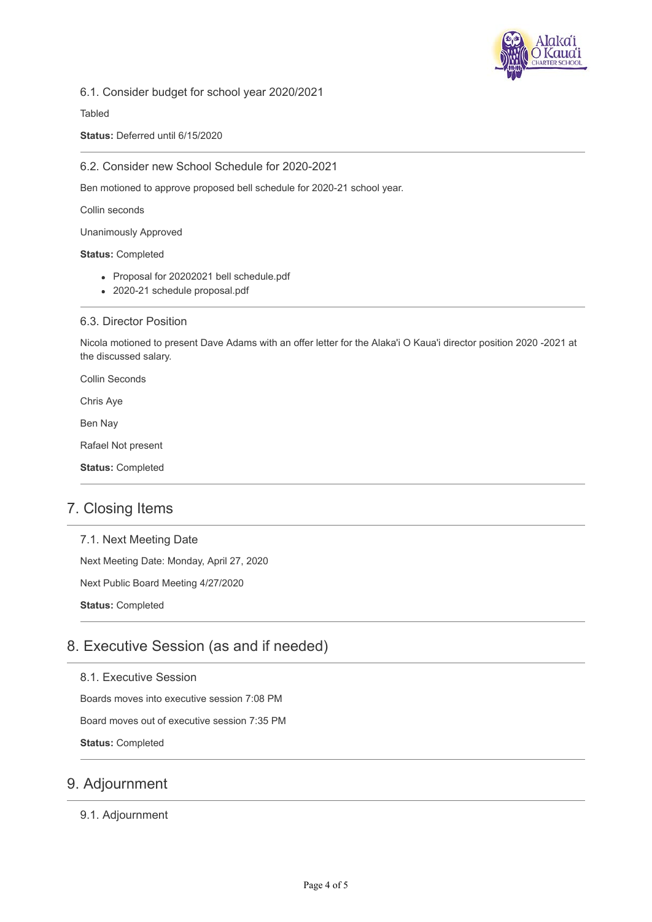### 6.1. Consider budget for school year 2020/2021

Tabled

**Status:** Deferred until 6/15/2020

### 6.2. Consider new School Schedule for 2020-2021

Ben motioned to approve proposed bell schedule for 2020-21 school year.

Collin seconds

Unanimously Approved

**Status:** Completed

- Proposal for 20202021 bell schedule.pdf
- 2020-21 schedule proposal.pdf

### 6.3. Director Position

Nicola motioned to present Dave Adams with an offer letter for the Alaka'i O Kaua'i director position 2020 -2021 at the discussed salary.

Collin Seconds

Chris Aye

Ben Nay

Rafael Not present

**Status:** Completed

## 7. Closing Items

### 7.1. Next Meeting Date

Next Meeting Date: Monday, April 27, 2020

Next Public Board Meeting 4/27/2020

**Status:** Completed

## 8. Executive Session (as and if needed)

### 8.1. Executive Session

Boards moves into executive session 7:08 PM

Board moves out of executive session 7:35 PM

**Status:** Completed

## 9. Adjournment

### 9.1. Adjournment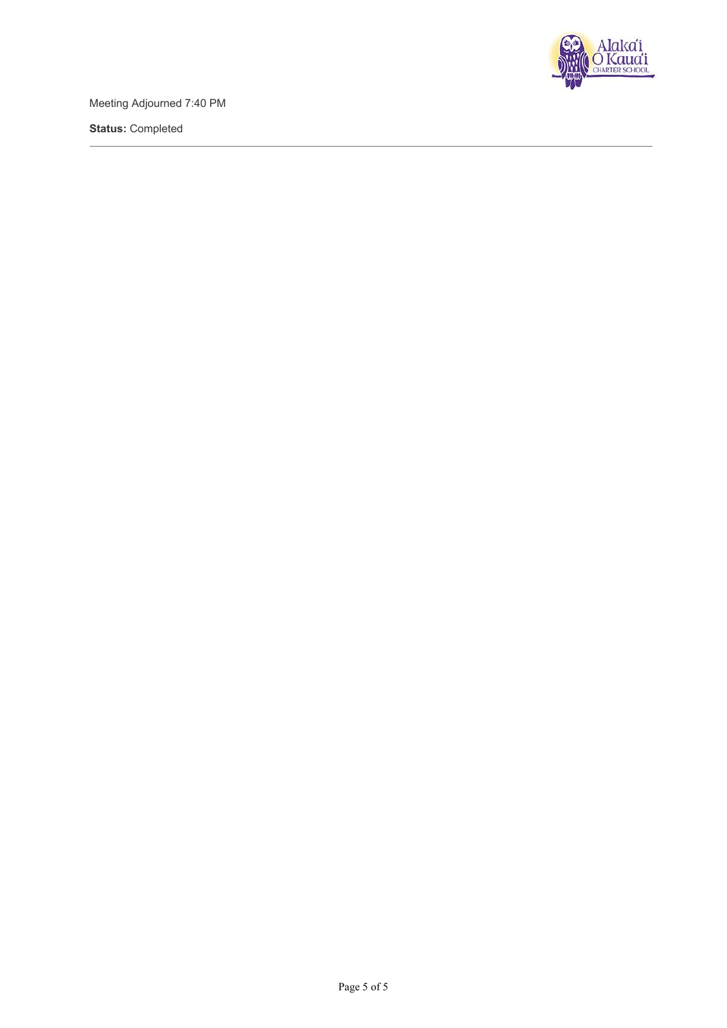Meeting Adjourned 7:40 PM

**Status:** Completed

---